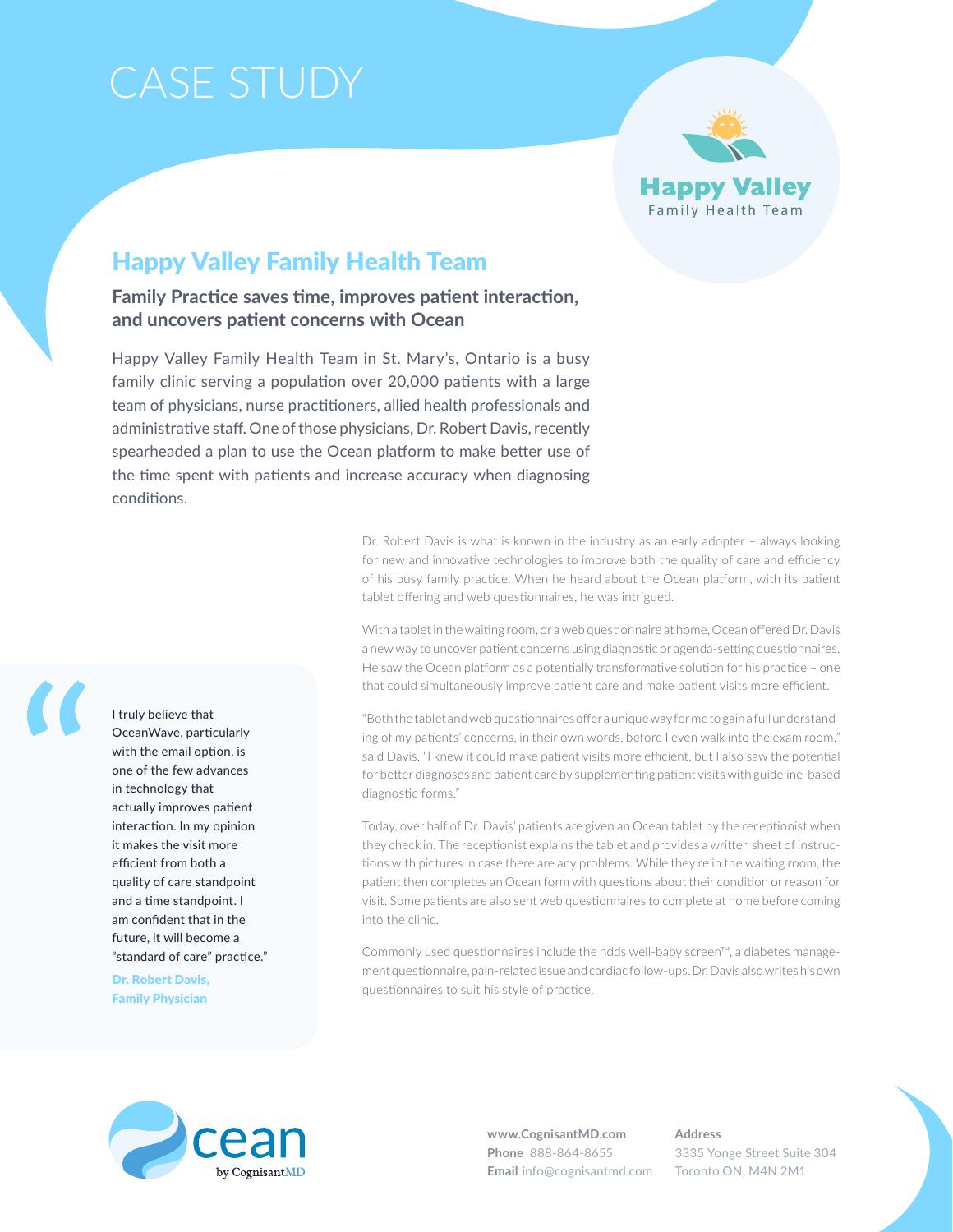# CASE STUDY

Happy Valley Family Health Team

## Happy Valley Family Health Team

### Family Practice saves time, improves patient interaction, and uncovers patient concerns with Ocean

Happy Valley Family Health Team in St. Mary's, Ontario is a busy family clinic serving a population over 20,000 patients with a large team of physicians, nurse practitioners, allied health professionals and administrative staff. One of those physicians, Dr. Robert Davis, recently spearheaded a plan to use the Ocean platform to make better use of the time spent with patients and increase accuracy when diagnosing conditions.

Dr. Robert Davis is what is known in the industry as an early adopter – always looking for new and innovative technologies to improve both the quality of care and efficiency of his busy family practice. When he heard about the Ocean platform, with its patient tablet offering and web questionnaires, he was intrigued.

With a tablet in the waiting room, or a web questionnaire at home, Ocean offered Dr. Davis a new way to uncover patient concerns using diagnostic or agenda-setting questionnaires. He saw the Ocean platform as a potentially transformative solution for his practice – one that could simultaneously improve patient care and make patient visits more efficient.

"Both the tablet and web questionnaires offer a unique way for me to gain a full understanding of my patients' concerns, in their own words, before I even walk into the exam room," said Davis. "I knew it could make patient visits more efficient, but I also saw the potential for better diagnoses and patient care by supplementing patient visits with guideline-based diagnostic forms."

Today, over half of Dr. Davis' patients are given an Ocean tablet by the receptionist when they check in. The receptionist explains the tablet and provides a written sheet of instructions with pictures in case there are any problems. While they're in the waiting room, the patient then completes an Ocean form with questions about their condition or reason for visit. Some patients are also sent web questionnaires to complete at home before coming into the clinic.

Commonly used questionnaires include the ndds well-baby screen™, a diabetes management questionnaire, pain-related issue and cardiac follow-ups. Dr. Davis also writes his own questionnaires to suit his style of practice.

> I truly believe that OceanWave, particularly with the email option, is one of the few advances in technology that actually improves patient interaction. In my opinion it makes the visit more efficient from both a quality of care standpoint and a time standpoint. I am confident that in the future, it will become a "standard of care" practice."
>
> **Dr. Robert Davis, Family Physician**

Ocean by CognisantMD

**www.CognisantMD.com**
**Phone** 888-864-8655
**Email** info@cognisantmd.com

**Address**
3335 Yonge Street Suite 304
Toronto ON, M4N 2M1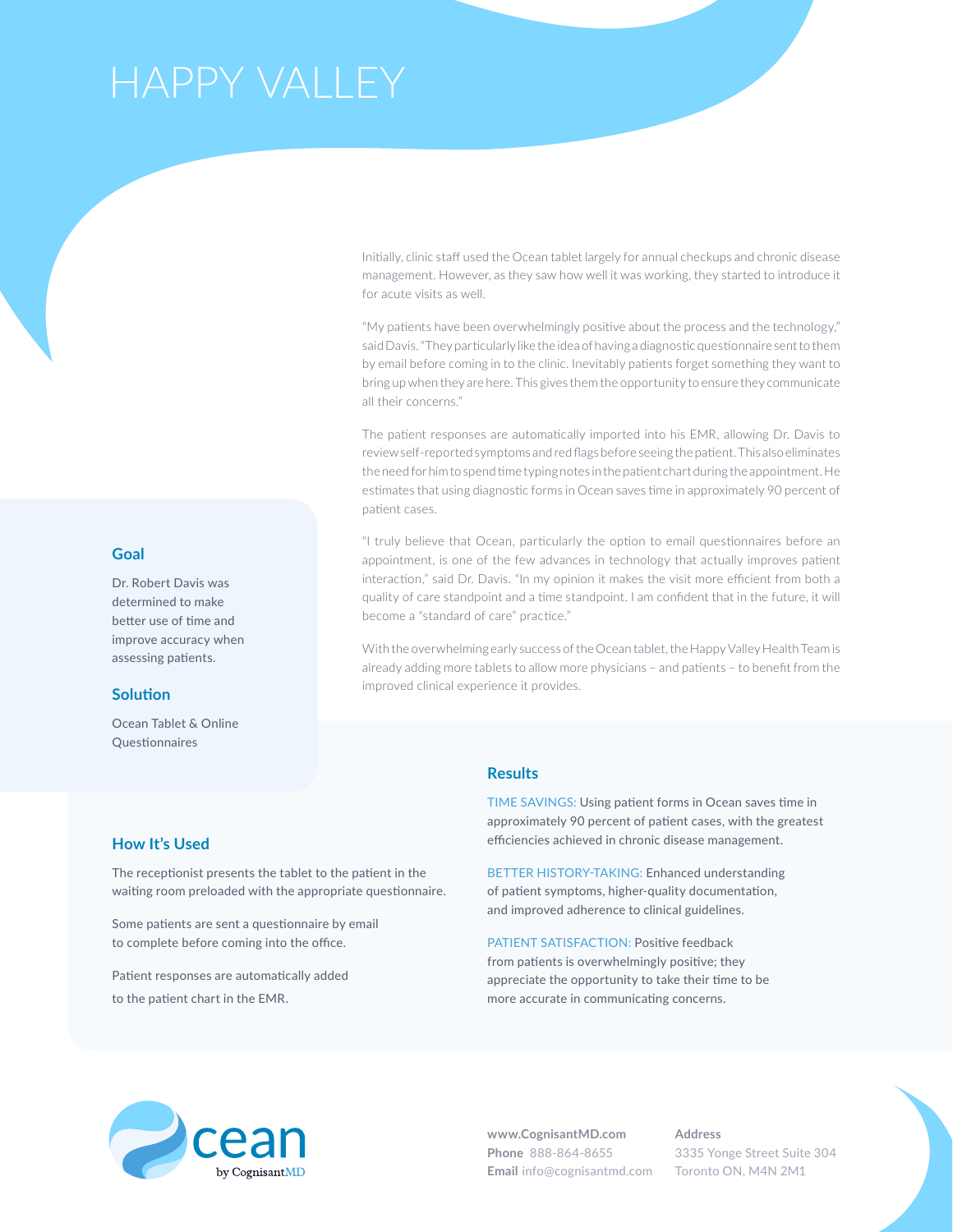# HAPPY VALLEY

Initially, clinic staff used the Ocean tablet largely for annual checkups and chronic disease management. However, as they saw how well it was working, they started to introduce it for acute visits as well.

"My patients have been overwhelmingly positive about the process and the technology," said Davis. "They particularly like the idea of having a diagnostic questionnaire sent to them by email before coming in to the clinic. Inevitably patients forget something they want to bring up when they are here. This gives them the opportunity to ensure they communicate all their concerns."

The patient responses are automatically imported into his EMR, allowing Dr. Davis to review self-reported symptoms and red flags before seeing the patient. This also eliminates the need for him to spend time typing notes in the patient chart during the appointment. He estimates that using diagnostic forms in Ocean saves time in approximately 90 percent of patient cases.

"I truly believe that Ocean, particularly the option to email questionnaires before an appointment, is one of the few advances in technology that actually improves patient interaction," said Dr. Davis. "In my opinion it makes the visit more efficient from both a quality of care standpoint and a time standpoint. I am confident that in the future, it will become a "standard of care" practice."

With the overwhelming early success of the Ocean tablet, the Happy Valley Health Team is already adding more tablets to allow more physicians – and patients – to benefit from the improved clinical experience it provides.

### Goal

Dr. Robert Davis was determined to make better use of time and improve accuracy when assessing patients.

### Solution

Ocean Tablet & Online Questionnaires

### How It's Used

The receptionist presents the tablet to the patient in the waiting room preloaded with the appropriate questionnaire.

Some patients are sent a questionnaire by email to complete before coming into the office.

Patient responses are automatically added to the patient chart in the EMR.

### Results

TIME SAVINGS: Using patient forms in Ocean saves time in approximately 90 percent of patient cases, with the greatest efficiencies achieved in chronic disease management.

BETTER HISTORY-TAKING: Enhanced understanding of patient symptoms, higher-quality documentation, and improved adherence to clinical guidelines.

PATIENT SATISFACTION: Positive feedback from patients is overwhelmingly positive; they appreciate the opportunity to take their time to be more accurate in communicating concerns.

Ocean by CognisantMD

**www.CognisantMD.com**
**Phone** 888-864-8655
**Email** info@cognisantmd.com

**Address**
3335 Yonge Street Suite 304
Toronto ON, M4N 2M1